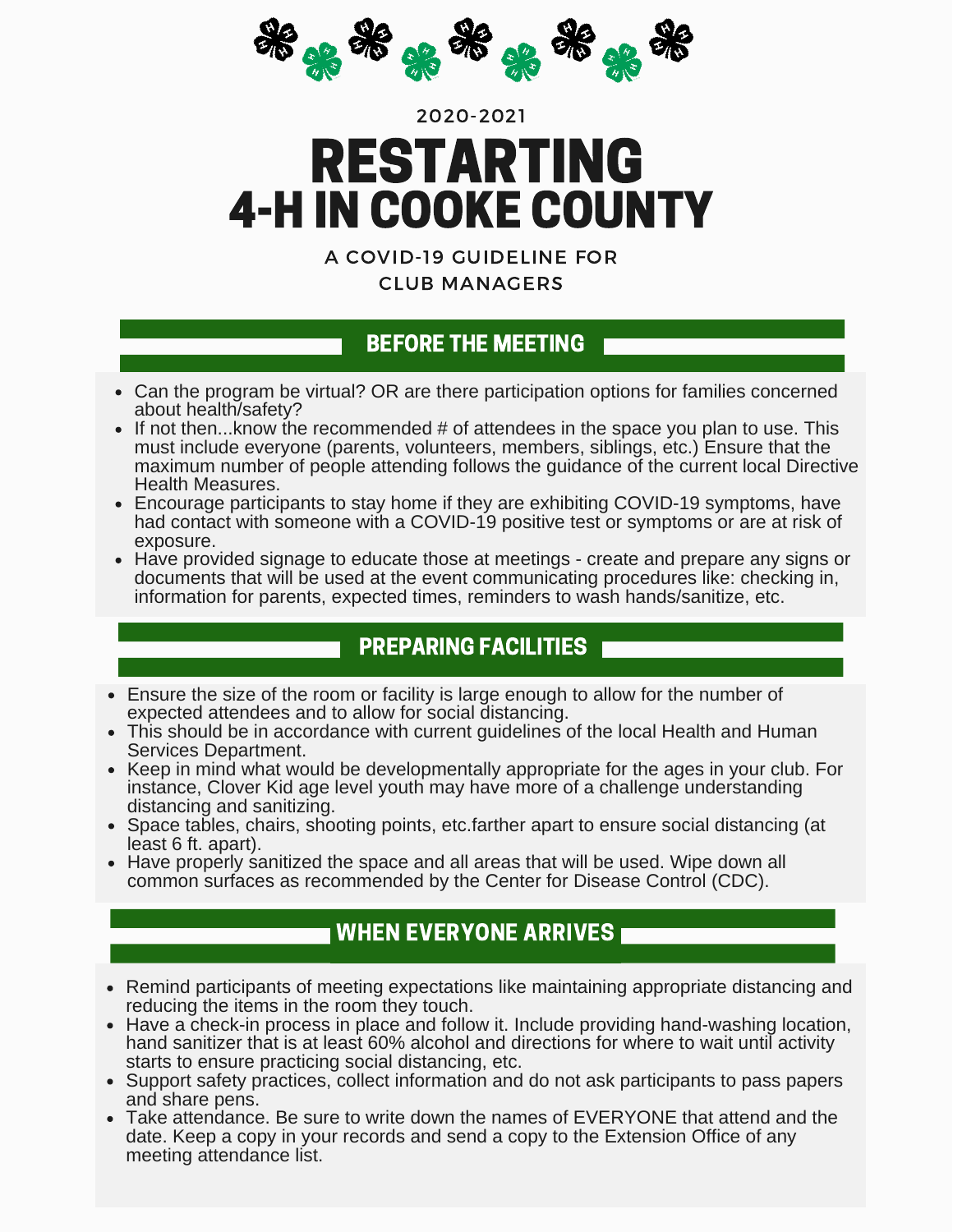2020-2021

# RESTARTING 4-H IN COOKE COUNTY

A COVID-19 GUIDELINE FOR CLUB MANAGERS

## BEFORE THE MEETING

- Can the program be virtual? OR are there participation options for families concerned about health/safety?
- If not then...know the recommended # of attendees in the space you plan to use. This must include everyone (parents, volunteers, members, siblings, etc.) Ensure that the maximum number of people attending follows the guidance of the current local Directive Health Measures.
- Encourage participants to stay home if they are exhibiting COVID-19 symptoms, have had contact with someone with a COVID-19 positive test or symptoms or are at risk of exposure.
- Have provided signage to educate those at meetings - create and prepare any signs or documents that will be used at the event communicating procedures like: checking in, information for parents, expected times, reminders to wash hands/sanitize, etc.

## PREPARING FACILITIES

- Ensure the size of the room or facility is large enough to allow for the number of expected attendees and to allow for social distancing.
- This should be in accordance with current guidelines of the local Health and Human Services Department.
- Keep in mind what would be developmentally appropriate for the ages in your club. For instance, Clover Kid age level youth may have more of a challenge understanding distancing and sanitizing.
- Space tables, chairs, shooting points, etc.farther apart to ensure social distancing (at least 6 ft. apart).
- Have properly sanitized the space and all areas that will be used. Wipe down all common surfaces as recommended by the Center for Disease Control (CDC).

## WHEN EVERYONE ARRIVES

- Remind participants of meeting expectations like maintaining appropriate distancing and reducing the items in the room they touch.
- Have a check-in process in place and follow it. Include providing hand-washing location, hand sanitizer that is at least 60% alcohol and directions for where to wait until activity starts to ensure practicing social distancing, etc.
- Support safety practices, collect information and do not ask participants to pass papers and share pens.
- Take attendance. Be sure to write down the names of EVERYONE that attend and the date. Keep a copy in your records and send a copy to the Extension Office of any meeting attendance list.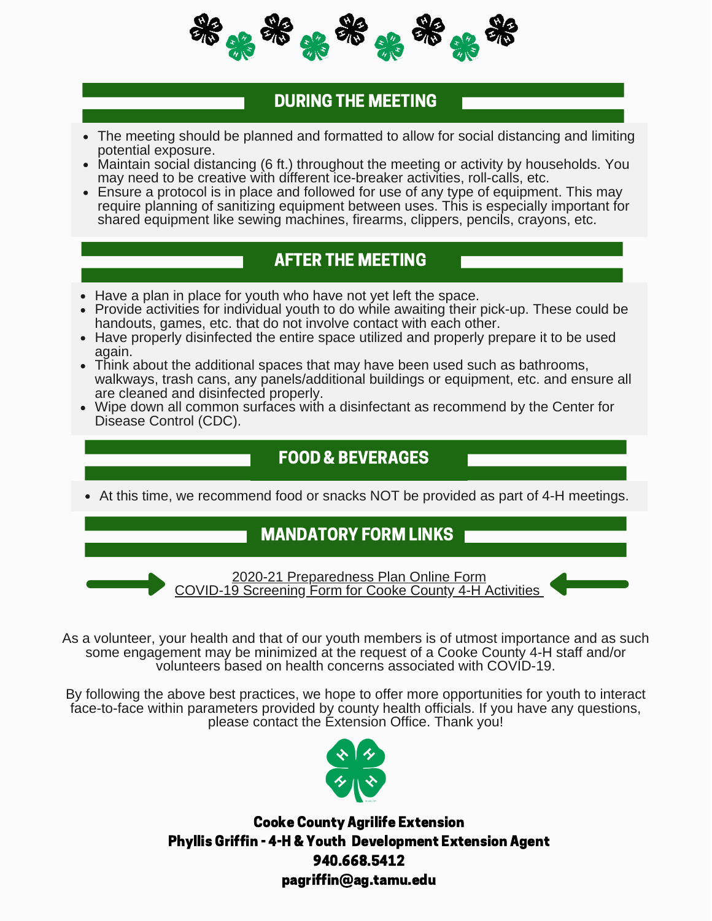## DURING THE MEETING

- The meeting should be planned and formatted to allow for social distancing and limiting potential exposure.
- Maintain social distancing (6 ft.) throughout the meeting or activity by households. You may need to be creative with different ice-breaker activities, roll-calls, etc.
- Ensure a protocol is in place and followed for use of any type of equipment. This may require planning of sanitizing equipment between uses. This is especially important for shared equipment like sewing machines, firearms, clippers, pencils, crayons, etc.

## AFTER THE MEETING

- Have a plan in place for youth who have not yet left the space.
- Provide activities for individual youth to do while awaiting their pick-up. These could be handouts, games, etc. that do not involve contact with each other.
- Have properly disinfected the entire space utilized and properly prepare it to be used again.
- Think about the additional spaces that may have been used such as bathrooms, walkways, trash cans, any panels/additional buildings or equipment, etc. and ensure all are cleaned and disinfected properly.
- Wipe down all common surfaces with a disinfectant as recommend by the Center for Disease Control (CDC).

## FOOD & BEVERAGES

- At this time, we recommend food or snacks NOT be provided as part of 4-H meetings.

## MANDATORY FORM LINKS

2020-21 Preparedness Plan Online Form
COVID-19 Screening Form for Cooke County 4-H Activities

As a volunteer, your health and that of our youth members is of utmost importance and as such some engagement may be minimized at the request of a Cooke County 4-H staff and/or volunteers based on health concerns associated with COVID-19.

By following the above best practices, we hope to offer more opportunities for youth to interact face-to-face within parameters provided by county health officials. If you have any questions, please contact the Extension Office. Thank you!

**Cooke County Agrilife Extension**
**Phyllis Griffin - 4-H & Youth Development Extension Agent**
**940.668.5412**
**pagriffin@ag.tamu.edu**